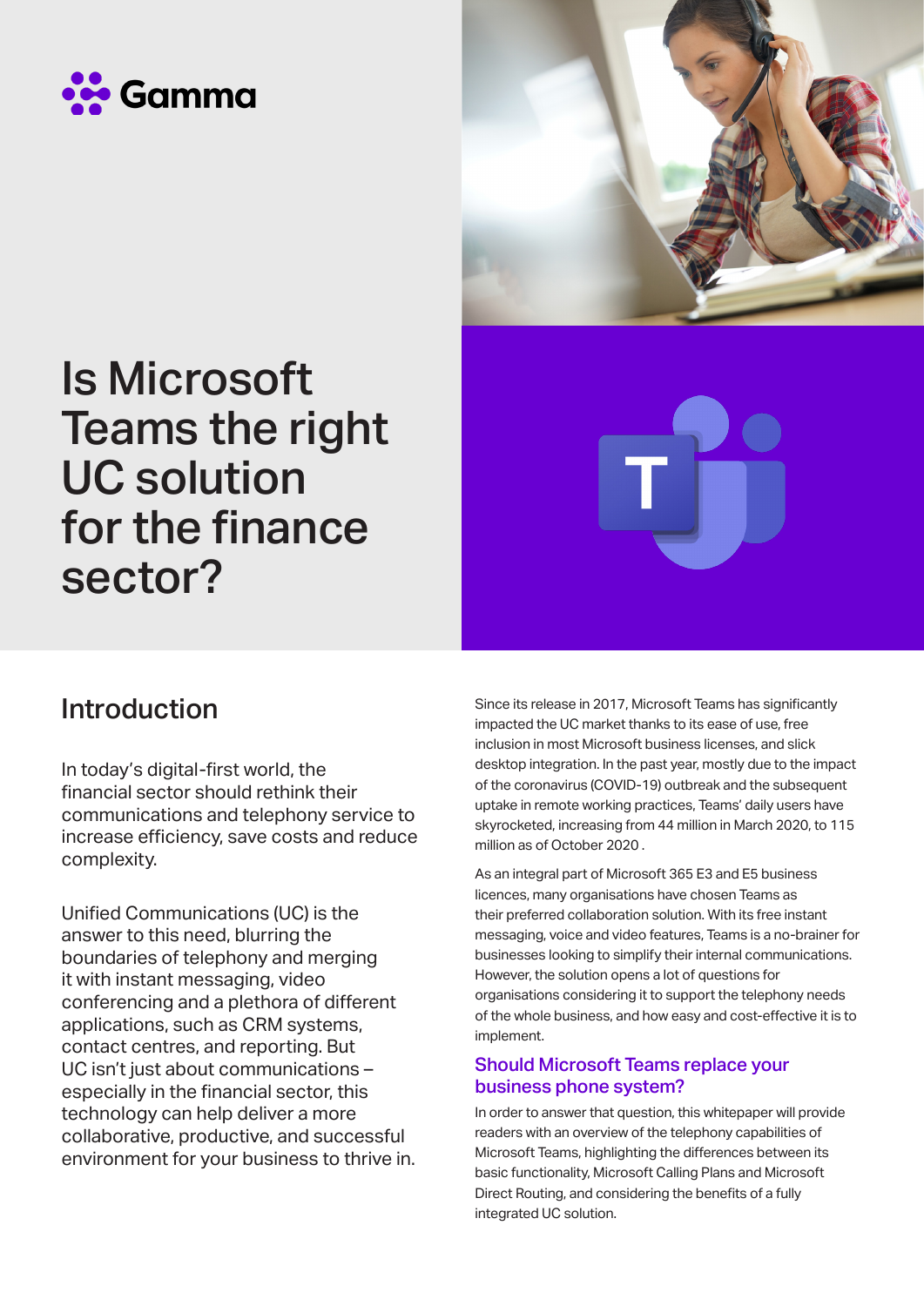Gamma

# Is Microsoft Teams the right UC solution for the finance sector?

## Introduction

In today's digital-first world, the financial sector should rethink their communications and telephony service to increase efficiency, save costs and reduce complexity.

Unified Communications (UC) is the answer to this need, blurring the boundaries of telephony and merging it with instant messaging, video conferencing and a plethora of different applications, such as CRM systems, contact centres, and reporting. But UC isn't just about communications – especially in the financial sector, this technology can help deliver a more collaborative, productive, and successful environment for your business to thrive in.

Since its release in 2017, Microsoft Teams has significantly impacted the UC market thanks to its ease of use, free inclusion in most Microsoft business licenses, and slick desktop integration. In the past year, mostly due to the impact of the coronavirus (COVID-19) outbreak and the subsequent uptake in remote working practices, Teams' daily users have skyrocketed, increasing from 44 million in March 2020, to 115 million as of October 2020 .

As an integral part of Microsoft 365 E3 and E5 business licences, many organisations have chosen Teams as their preferred collaboration solution. With its free instant messaging, voice and video features, Teams is a no-brainer for businesses looking to simplify their internal communications. However, the solution opens a lot of questions for organisations considering it to support the telephony needs of the whole business, and how easy and cost-effective it is to implement.

### Should Microsoft Teams replace your business phone system?

In order to answer that question, this whitepaper will provide readers with an overview of the telephony capabilities of Microsoft Teams, highlighting the differences between its basic functionality, Microsoft Calling Plans and Microsoft Direct Routing, and considering the benefits of a fully integrated UC solution.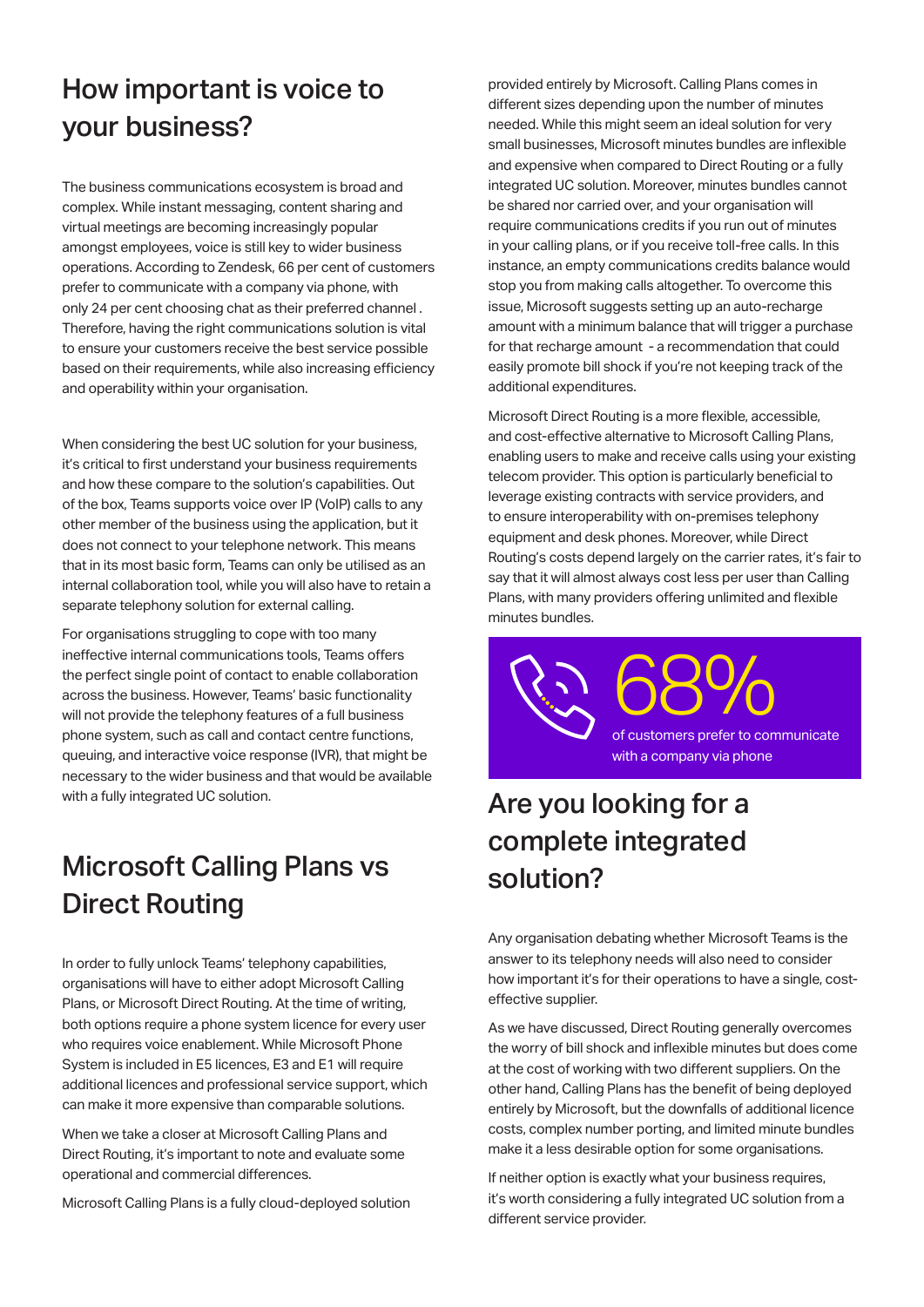## How important is voice to your business?

The business communications ecosystem is broad and complex. While instant messaging, content sharing and virtual meetings are becoming increasingly popular amongst employees, voice is still key to wider business operations. According to Zendesk, 66 per cent of customers prefer to communicate with a company via phone, with only 24 per cent choosing chat as their preferred channel . Therefore, having the right communications solution is vital to ensure your customers receive the best service possible based on their requirements, while also increasing efficiency and operability within your organisation.

When considering the best UC solution for your business, it's critical to first understand your business requirements and how these compare to the solution's capabilities. Out of the box, Teams supports voice over IP (VoIP) calls to any other member of the business using the application, but it does not connect to your telephone network. This means that in its most basic form, Teams can only be utilised as an internal collaboration tool, while you will also have to retain a separate telephony solution for external calling.

For organisations struggling to cope with too many ineffective internal communications tools, Teams offers the perfect single point of contact to enable collaboration across the business. However, Teams' basic functionality will not provide the telephony features of a full business phone system, such as call and contact centre functions, queuing, and interactive voice response (IVR), that might be necessary to the wider business and that would be available with a fully integrated UC solution.

## Microsoft Calling Plans vs Direct Routing

In order to fully unlock Teams' telephony capabilities, organisations will have to either adopt Microsoft Calling Plans, or Microsoft Direct Routing. At the time of writing, both options require a phone system licence for every user who requires voice enablement. While Microsoft Phone System is included in E5 licences, E3 and E1 will require additional licences and professional service support, which can make it more expensive than comparable solutions.

When we take a closer at Microsoft Calling Plans and Direct Routing, it's important to note and evaluate some operational and commercial differences.

Microsoft Calling Plans is a fully cloud-deployed solution provided entirely by Microsoft. Calling Plans comes in different sizes depending upon the number of minutes needed. While this might seem an ideal solution for very small businesses, Microsoft minutes bundles are inflexible and expensive when compared to Direct Routing or a fully integrated UC solution. Moreover, minutes bundles cannot be shared nor carried over, and your organisation will require communications credits if you run out of minutes in your calling plans, or if you receive toll-free calls. In this instance, an empty communications credits balance would stop you from making calls altogether. To overcome this issue, Microsoft suggests setting up an auto-recharge amount with a minimum balance that will trigger a purchase for that recharge amount - a recommendation that could easily promote bill shock if you're not keeping track of the additional expenditures.

Microsoft Direct Routing is a more flexible, accessible, and cost-effective alternative to Microsoft Calling Plans, enabling users to make and receive calls using your existing telecom provider. This option is particularly beneficial to leverage existing contracts with service providers, and to ensure interoperability with on-premises telephony equipment and desk phones. Moreover, while Direct Routing's costs depend largely on the carrier rates, it's fair to say that it will almost always cost less per user than Calling Plans, with many providers offering unlimited and flexible minutes bundles.

**68%**
of customers prefer to communicate with a company via phone

## Are you looking for a complete integrated solution?

Any organisation debating whether Microsoft Teams is the answer to its telephony needs will also need to consider how important it's for their operations to have a single, cost-effective supplier.

As we have discussed, Direct Routing generally overcomes the worry of bill shock and inflexible minutes but does come at the cost of working with two different suppliers. On the other hand, Calling Plans has the benefit of being deployed entirely by Microsoft, but the downfalls of additional licence costs, complex number porting, and limited minute bundles make it a less desirable option for some organisations.

If neither option is exactly what your business requires, it's worth considering a fully integrated UC solution from a different service provider.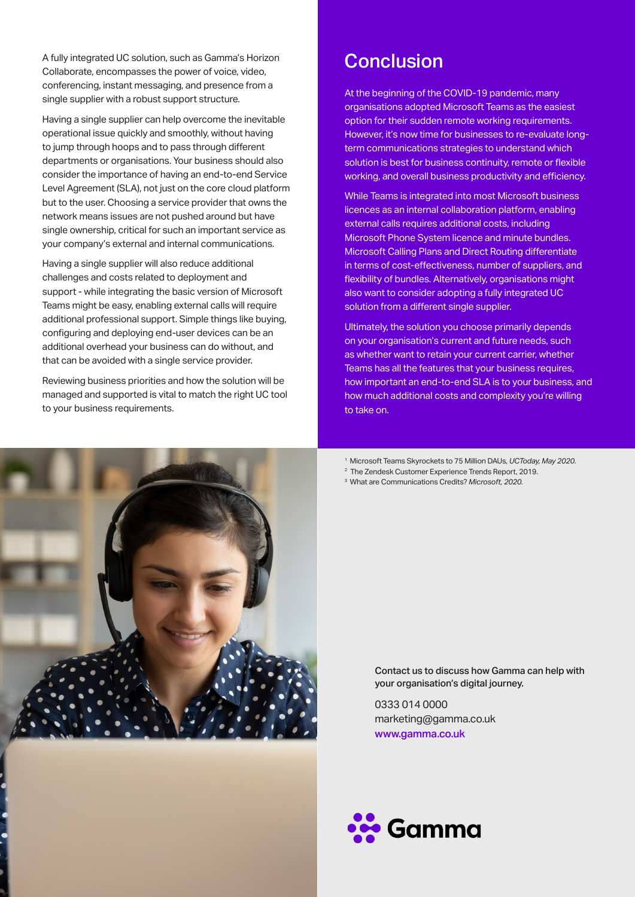A fully integrated UC solution, such as Gamma's Horizon Collaborate, encompasses the power of voice, video, conferencing, instant messaging, and presence from a single supplier with a robust support structure.

Having a single supplier can help overcome the inevitable operational issue quickly and smoothly, without having to jump through hoops and to pass through different departments or organisations. Your business should also consider the importance of having an end-to-end Service Level Agreement (SLA), not just on the core cloud platform but to the user. Choosing a service provider that owns the network means issues are not pushed around but have single ownership, critical for such an important service as your company's external and internal communications.

Having a single supplier will also reduce additional challenges and costs related to deployment and support - while integrating the basic version of Microsoft Teams might be easy, enabling external calls will require additional professional support. Simple things like buying, configuring and deploying end-user devices can be an additional overhead your business can do without, and that can be avoided with a single service provider.

Reviewing business priorities and how the solution will be managed and supported is vital to match the right UC tool to your business requirements.

# Conclusion

At the beginning of the COVID-19 pandemic, many organisations adopted Microsoft Teams as the easiest option for their sudden remote working requirements. However, it's now time for businesses to re-evaluate long-term communications strategies to understand which solution is best for business continuity, remote or flexible working, and overall business productivity and efficiency.

While Teams is integrated into most Microsoft business licences as an internal collaboration platform, enabling external calls requires additional costs, including Microsoft Phone System licence and minute bundles. Microsoft Calling Plans and Direct Routing differentiate in terms of cost-effectiveness, number of suppliers, and flexibility of bundles. Alternatively, organisations might also want to consider adopting a fully integrated UC solution from a different single supplier.

Ultimately, the solution you choose primarily depends on your organisation's current and future needs, such as whether want to retain your current carrier, whether Teams has all the features that your business requires, how important an end-to-end SLA is to your business, and how much additional costs and complexity you're willing to take on.

[1] Microsoft Teams Skyrockets to 75 Million DAUs, *UCToday, May 2020.*
[2] The Zendesk Customer Experience Trends Report, 2019.
[3] What are Communications Credits? *Microsoft, 2020.*

**Contact us to discuss how Gamma can help with your organisation's digital journey.**

0333 014 0000
marketing@gamma.co.uk
www.gamma.co.uk

Gamma